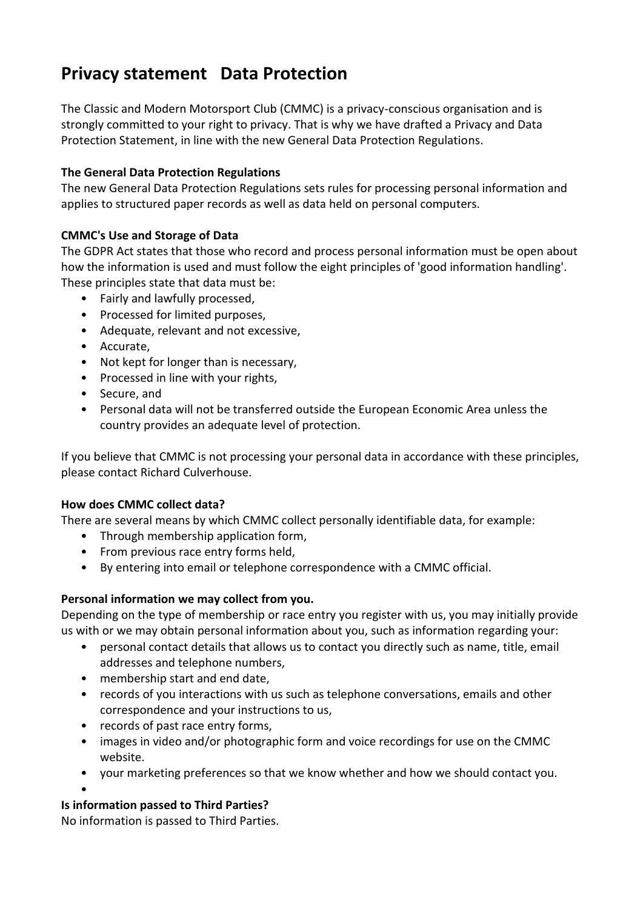# Privacy statement   Data Protection

The Classic and Modern Motorsport Club (CMMC) is a privacy-conscious organisation and is strongly committed to your right to privacy. That is why we have drafted a Privacy and Data Protection Statement, in line with the new General Data Protection Regulations.

**The General Data Protection Regulations**
The new General Data Protection Regulations sets rules for processing personal information and applies to structured paper records as well as data held on personal computers.

**CMMC's Use and Storage of Data**
The GDPR Act states that those who record and process personal information must be open about how the information is used and must follow the eight principles of 'good information handling'. These principles state that data must be:

- Fairly and lawfully processed,
- Processed for limited purposes,
- Adequate, relevant and not excessive,
- Accurate,
- Not kept for longer than is necessary,
- Processed in line with your rights,
- Secure, and
- Personal data will not be transferred outside the European Economic Area unless the country provides an adequate level of protection.

If you believe that CMMC is not processing your personal data in accordance with these principles, please contact Richard Culverhouse.

**How does CMMC collect data?**
There are several means by which CMMC collect personally identifiable data, for example:

- Through membership application form,
- From previous race entry forms held,
- By entering into email or telephone correspondence with a CMMC official.

**Personal information we may collect from you.**
Depending on the type of membership or race entry you register with us, you may initially provide us with or we may obtain personal information about you, such as information regarding your:

- personal contact details that allows us to contact you directly such as name, title, email addresses and telephone numbers,
- membership start and end date,
- records of you interactions with us such as telephone conversations, emails and other correspondence and your instructions to us,
- records of past race entry forms,
- images in video and/or photographic form and voice recordings for use on the CMMC website.
- your marketing preferences so that we know whether and how we should contact you.

**Is information passed to Third Parties?**
No information is passed to Third Parties.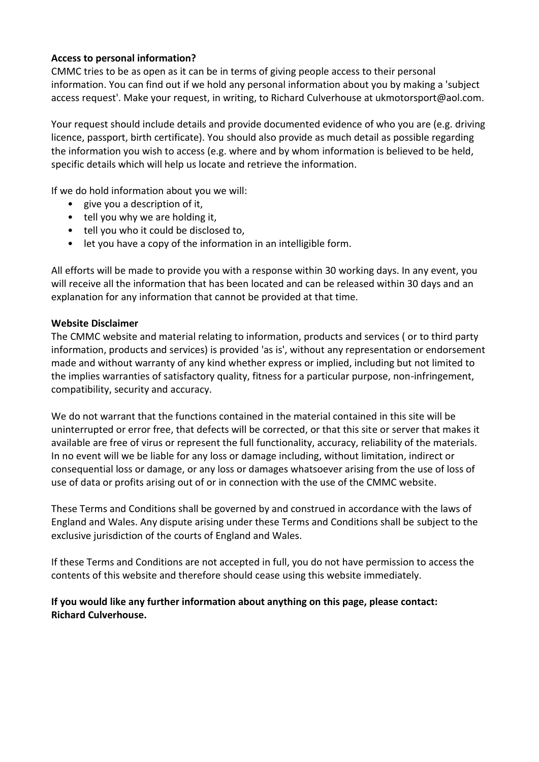**Access to personal information?**

CMMC tries to be as open as it can be in terms of giving people access to their personal information. You can find out if we hold any personal information about you by making a 'subject access request'. Make your request, in writing, to Richard Culverhouse at ukmotorsport@aol.com.

Your request should include details and provide documented evidence of who you are (e.g. driving licence, passport, birth certificate). You should also provide as much detail as possible regarding the information you wish to access (e.g. where and by whom information is believed to be held, specific details which will help us locate and retrieve the information.

If we do hold information about you we will:

- give you a description of it,
- tell you why we are holding it,
- tell you who it could be disclosed to,
- let you have a copy of the information in an intelligible form.

All efforts will be made to provide you with a response within 30 working days. In any event, you will receive all the information that has been located and can be released within 30 days and an explanation for any information that cannot be provided at that time.

**Website Disclaimer**

The CMMC website and material relating to information, products and services ( or to third party information, products and services) is provided 'as is', without any representation or endorsement made and without warranty of any kind whether express or implied, including but not limited to the implies warranties of satisfactory quality, fitness for a particular purpose, non-infringement, compatibility, security and accuracy.

We do not warrant that the functions contained in the material contained in this site will be uninterrupted or error free, that defects will be corrected, or that this site or server that makes it available are free of virus or represent the full functionality, accuracy, reliability of the materials. In no event will we be liable for any loss or damage including, without limitation, indirect or consequential loss or damage, or any loss or damages whatsoever arising from the use of loss of use of data or profits arising out of or in connection with the use of the CMMC website.

These Terms and Conditions shall be governed by and construed in accordance with the laws of England and Wales. Any dispute arising under these Terms and Conditions shall be subject to the exclusive jurisdiction of the courts of England and Wales.

If these Terms and Conditions are not accepted in full, you do not have permission to access the contents of this website and therefore should cease using this website immediately.

**If you would like any further information about anything on this page, please contact: Richard Culverhouse.**